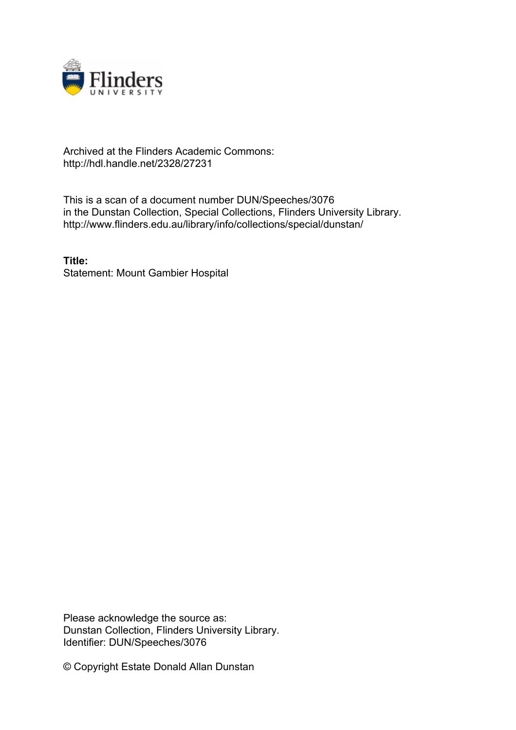Archived at the Flinders Academic Commons:
http://hdl.handle.net/2328/27231

This is a scan of a document number DUN/Speeches/3076
in the Dunstan Collection, Special Collections, Flinders University Library.
http://www.flinders.edu.au/library/info/collections/special/dunstan/

**Title:**
Statement: Mount Gambier Hospital

Please acknowledge the source as:
Dunstan Collection, Flinders University Library.
Identifier: DUN/Speeches/3076

© Copyright Estate Donald Allan Dunstan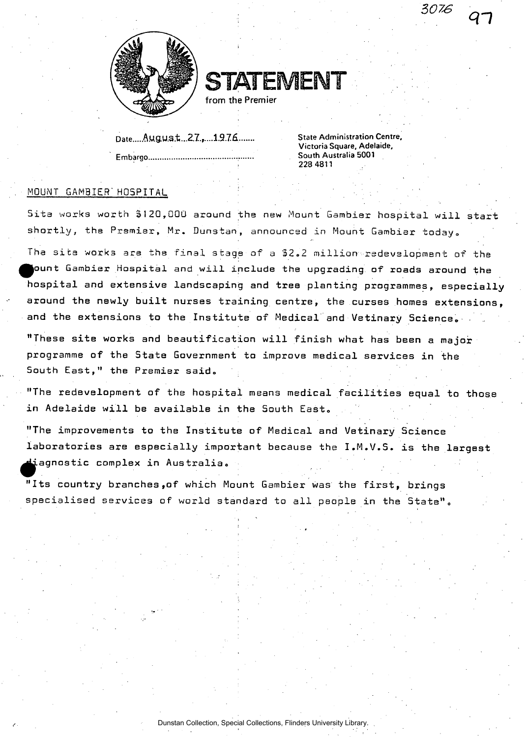# STATEMENT

from the Premier

Date.....August 27, 1976.......

Embargo.............................................

State Administration Centre,
Victoria Square, Adelaide,
South Australia 5001
228 4811

## MOUNT GAMBIER HOSPITAL

Site works worth $120,000 around the new Mount Gambier hospital will start shortly, the Premier, Mr. Dunstan, announced in Mount Gambier today.

The site works are the final stage of a $2.2 million redevelopment of the Mount Gambier Hospital and will include the upgrading of roads around the hospital and extensive landscaping and tree planting programmes, especially around the newly built nurses training centre, the curses homes extensions, and the extensions to the Institute of Medical and Vetinary Science.

"These site works and beautification will finish what has been a major programme of the State Government to improve medical services in the South East," the Premier said.

"The redevelopment of the hospital means medical facilities equal to those in Adelaide will be available in the South East.

"The improvements to the Institute of Medical and Vetinary Science laboratories are especially important because the I.M.V.S. is the largest diagnostic complex in Australia.

"Its country branches,of which Mount Gambier was the first, brings specialised services of world standard to all people in the State".